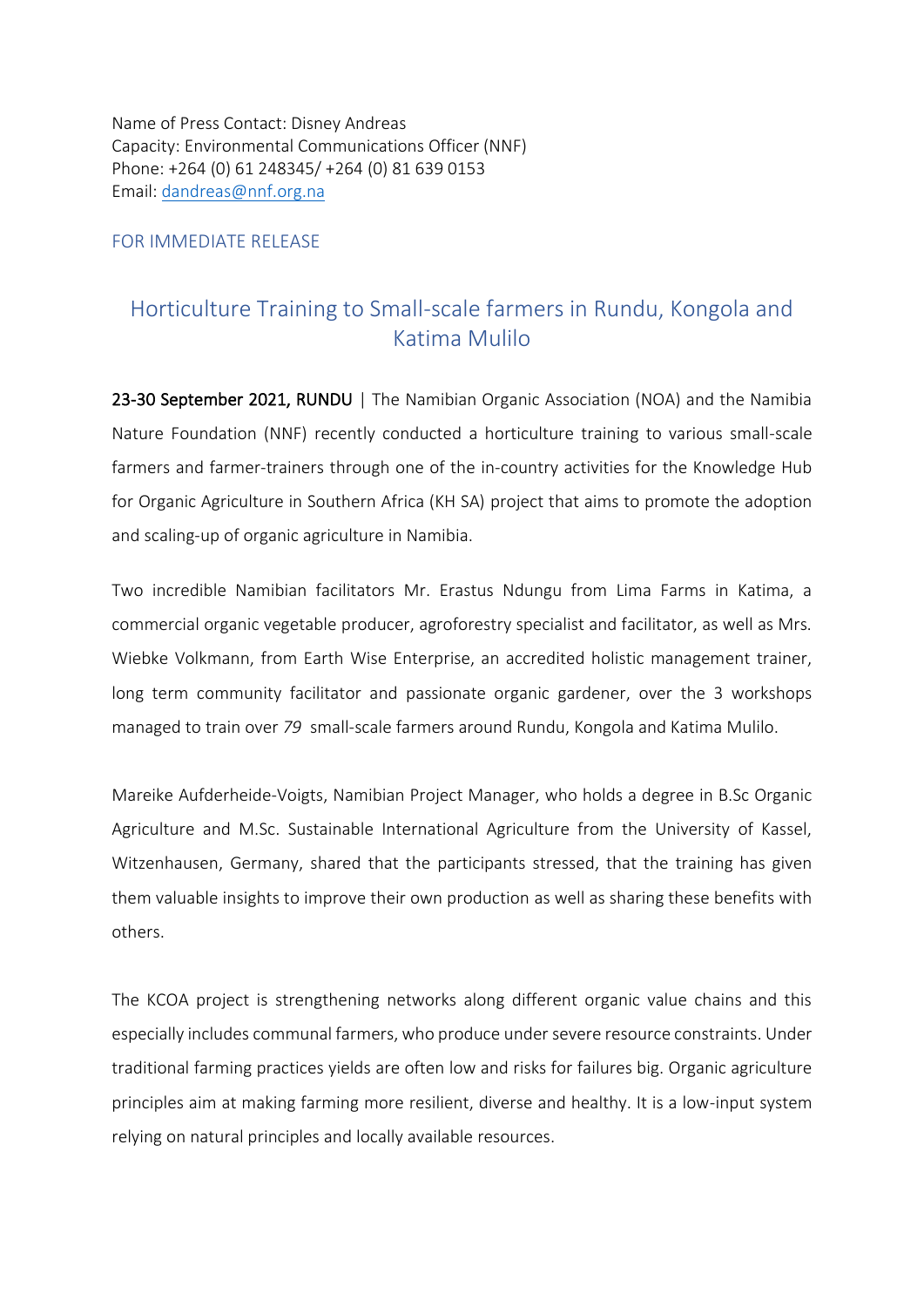Name of Press Contact: Disney Andreas
Capacity: Environmental Communications Officer (NNF)
Phone: +264 (0) 61 248345/ +264 (0) 81 639 0153
Email: [dandreas@nnf.org.na](mailto:dandreas@nnf.org.na)

FOR IMMEDIATE RELEASE

# Horticulture Training to Small-scale farmers in Rundu, Kongola and Katima Mulilo

**23-30 September 2021, RUNDU** | The Namibian Organic Association (NOA) and the Namibia Nature Foundation (NNF) recently conducted a horticulture training to various small-scale farmers and farmer-trainers through one of the in-country activities for the Knowledge Hub for Organic Agriculture in Southern Africa (KH SA) project that aims to promote the adoption and scaling-up of organic agriculture in Namibia.

Two incredible Namibian facilitators Mr. Erastus Ndungu from Lima Farms in Katima, a commercial organic vegetable producer, agroforestry specialist and facilitator, as well as Mrs. Wiebke Volkmann, from Earth Wise Enterprise, an accredited holistic management trainer, long term community facilitator and passionate organic gardener, over the 3 workshops managed to train over *79* small-scale farmers around Rundu, Kongola and Katima Mulilo.

Mareike Aufderheide-Voigts, Namibian Project Manager, who holds a degree in B.Sc Organic Agriculture and M.Sc. Sustainable International Agriculture from the University of Kassel, Witzenhausen, Germany, shared that the participants stressed, that the training has given them valuable insights to improve their own production as well as sharing these benefits with others.

The KCOA project is strengthening networks along different organic value chains and this especially includes communal farmers, who produce under severe resource constraints. Under traditional farming practices yields are often low and risks for failures big. Organic agriculture principles aim at making farming more resilient, diverse and healthy. It is a low-input system relying on natural principles and locally available resources.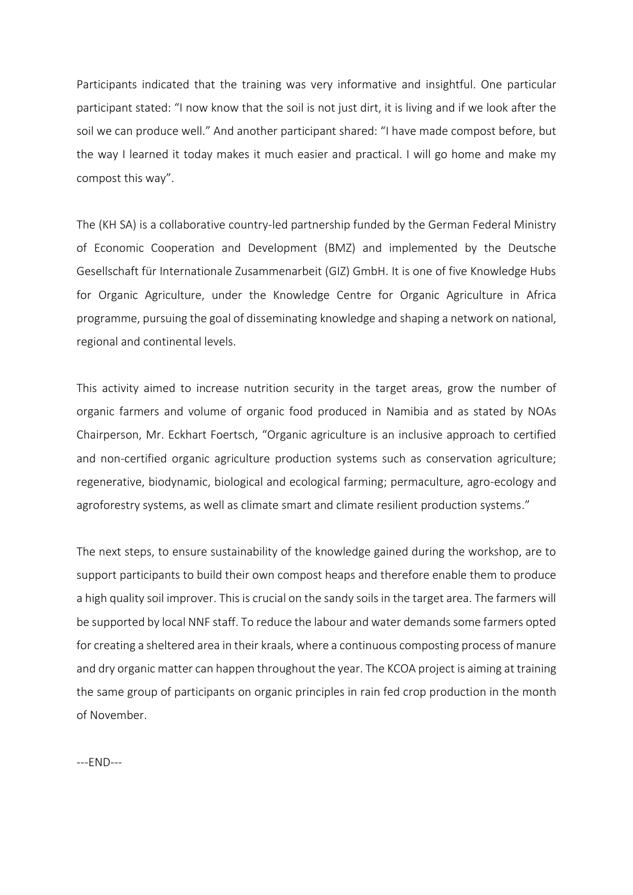Participants indicated that the training was very informative and insightful. One particular participant stated: “I now know that the soil is not just dirt, it is living and if we look after the soil we can produce well.” And another participant shared: “I have made compost before, but the way I learned it today makes it much easier and practical. I will go home and make my compost this way”.

The (KH SA) is a collaborative country-led partnership funded by the German Federal Ministry of Economic Cooperation and Development (BMZ) and implemented by the Deutsche Gesellschaft für Internationale Zusammenarbeit (GIZ) GmbH. It is one of five Knowledge Hubs for Organic Agriculture, under the Knowledge Centre for Organic Agriculture in Africa programme, pursuing the goal of disseminating knowledge and shaping a network on national, regional and continental levels.

This activity aimed to increase nutrition security in the target areas, grow the number of organic farmers and volume of organic food produced in Namibia and as stated by NOAs Chairperson, Mr. Eckhart Foertsch, “Organic agriculture is an inclusive approach to certified and non-certified organic agriculture production systems such as conservation agriculture; regenerative, biodynamic, biological and ecological farming; permaculture, agro-ecology and agroforestry systems, as well as climate smart and climate resilient production systems.”

The next steps, to ensure sustainability of the knowledge gained during the workshop, are to support participants to build their own compost heaps and therefore enable them to produce a high quality soil improver. This is crucial on the sandy soils in the target area. The farmers will be supported by local NNF staff. To reduce the labour and water demands some farmers opted for creating a sheltered area in their kraals, where a continuous composting process of manure and dry organic matter can happen throughout the year. The KCOA project is aiming at training the same group of participants on organic principles in rain fed crop production in the month of November.

---END---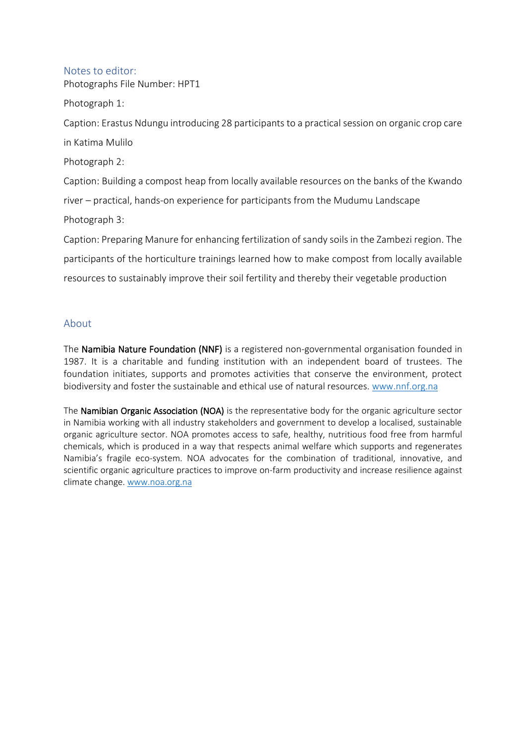## Notes to editor:

Photographs File Number: HPT1

Photograph 1:

Caption: Erastus Ndungu introducing 28 participants to a practical session on organic crop care in Katima Mulilo

Photograph 2:

Caption: Building a compost heap from locally available resources on the banks of the Kwando river – practical, hands-on experience for participants from the Mudumu Landscape

Photograph 3:

Caption: Preparing Manure for enhancing fertilization of sandy soils in the Zambezi region. The participants of the horticulture trainings learned how to make compost from locally available resources to sustainably improve their soil fertility and thereby their vegetable production

## About

The **Namibia Nature Foundation (NNF)** is a registered non-governmental organisation founded in 1987. It is a charitable and funding institution with an independent board of trustees. The foundation initiates, supports and promotes activities that conserve the environment, protect biodiversity and foster the sustainable and ethical use of natural resources. www.nnf.org.na

The **Namibian Organic Association (NOA)** is the representative body for the organic agriculture sector in Namibia working with all industry stakeholders and government to develop a localised, sustainable organic agriculture sector. NOA promotes access to safe, healthy, nutritious food free from harmful chemicals, which is produced in a way that respects animal welfare which supports and regenerates Namibia's fragile eco-system. NOA advocates for the combination of traditional, innovative, and scientific organic agriculture practices to improve on-farm productivity and increase resilience against climate change. www.noa.org.na